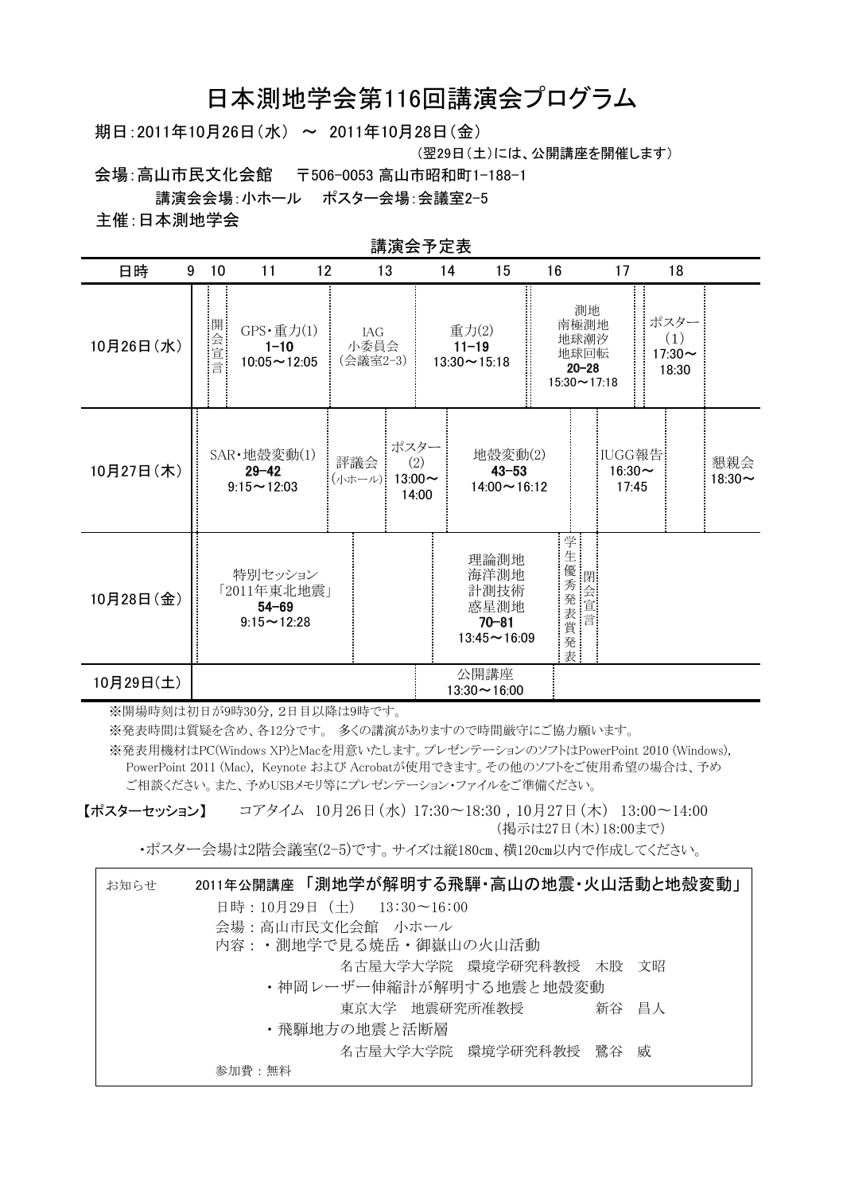# 日本測地学会第116回講演会プログラム

期日：2011年10月26日（水） ～ 2011年10月28日（金）

（翌29日（土）には、公開講座を開催します）

会場：高山市民文化会館　〒506-0053 高山市昭和町1-188-1

講演会会場：小ホール　ポスター会場：会議室2-5

主催：日本測地学会

## 講演会予定表

| 日時 | 9～10 | 10～12 | 12～13 | 13～14 | 14～16 | 16～17 | 17～18 | 18～ |
|---|---|---|---|---|---|---|---|---|
| 10月26日（水） | 開会宣言 | GPS・重力(1) 1-10 10:05～12:05 | IAG小委員会（会議室2-3） | | 重力(2) 11-19 13:30～15:18 | 測地 南極測地 地球潮汐 地球回転 20-28 15:30～17:18 | ポスター(1) 17:30～18:30 | |
| 10月27日（木） | SAR・地殻変動(1) 29-42 9:15～12:03 | | 評議会（小ホール） | ポスター(2) 13:00～14:00 | 地殻変動(2) 43-53 14:00～16:12 | IUGG報告 16:30～17:45 | | 懇親会 18:30～ |
| 10月28日（金） | 特別セッション「2011年東北地震」 54-69 9:15～12:28 | | | | 理論測地 海洋測地 計測技術 惑星測地 70-81 13:45～16:09 | 学生優秀発表賞発表 閉会宣言 | | |
| 10月29日（土） | | | | | 公開講座 13:30～16:00 | | | |

※開場時刻は初日が9時30分，2日目以降は9時です。

※発表時間は質疑を含め、各12分です。 多くの講演がありますので時間厳守にご協力願います。

※発表用機材はPC(Windows XP)とMacを用意いたします。プレゼンテーションのソフトはPowerPoint 2010 (Windows), PowerPoint 2011 (Mac), Keynote および Acrobatが使用できます。その他のソフトをご使用希望の場合は、予めご相談ください。また、予めUSBメモリ等にプレゼンテーション・ファイルをご準備ください。

**【ポスターセッション】**　コアタイム 10月26日（水）17:30～18:30，10月27日（木） 13:00～14:00

（掲示は27日（木）18:00まで）

・ポスター会場は2階会議室(2-5)です。サイズは縦180cm、横120cm以内で作成してください。

---

お知らせ　2011年公開講座 **「測地学が解明する飛騨・高山の地震・火山活動と地殻変動」**

日時：10月29日（土）　13:30～16:00

会場：高山市民文化会館　小ホール

内容：
- 測地学で見る焼岳・御嶽山の火山活動
  名古屋大学大学院　環境学研究科教授　木股　文昭
- 神岡レーザー伸縮計が解明する地震と地殻変動
  東京大学　地震研究所准教授　新谷　昌人
- 飛騨地方の地震と活断層
  名古屋大学大学院　環境学研究科教授　鷺谷　威

参加費：無料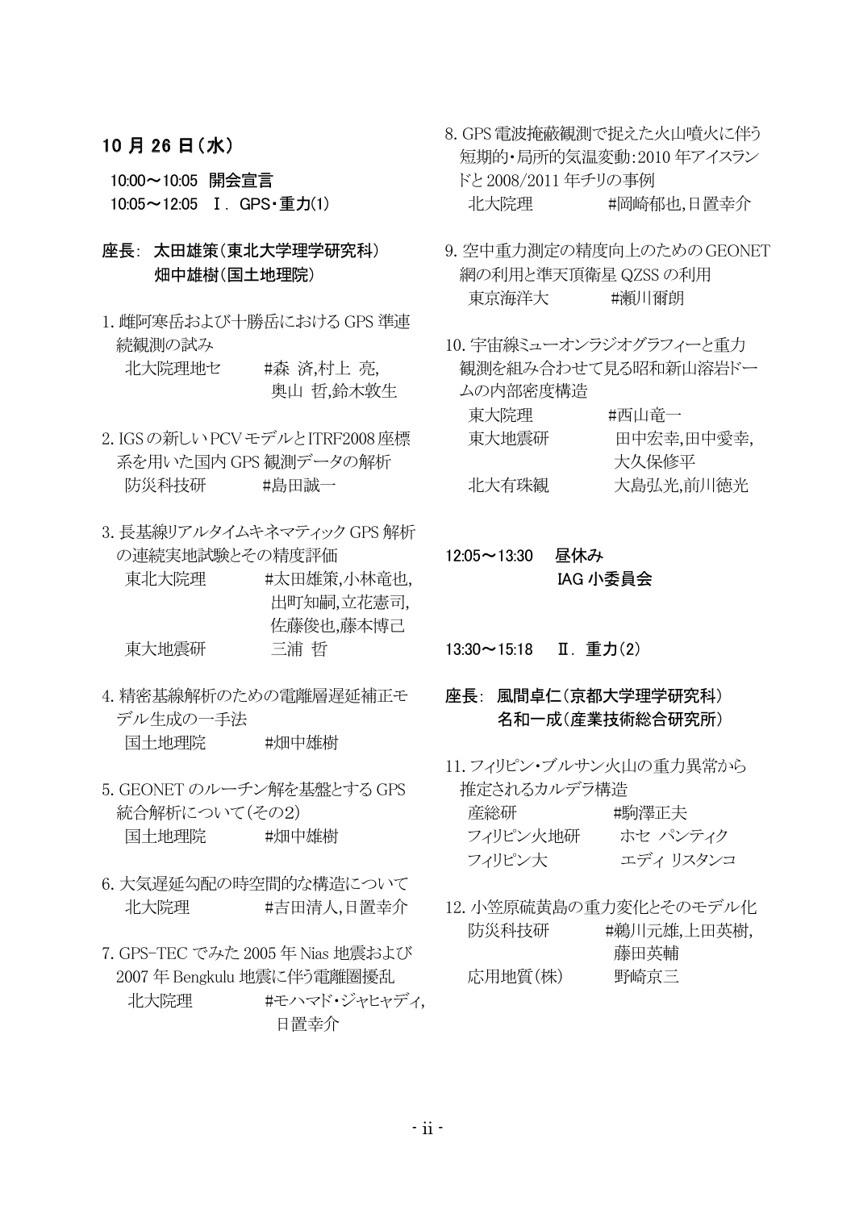## 10 月 26 日（水）

10:00～10:05　開会宣言

10:05～12:05　Ⅰ．GPS・重力(1)

**座長:　太田雄策（東北大学理学研究科）**
**　　　　畑中雄樹（国土地理院）**

1. 雌阿寒岳および十勝岳における GPS 準連続観測の試み
　北大院理地セ　　#森 済,村上 亮,奥山 哲,鈴木敦生

2. IGS の新しい PCV モデルと ITRF2008 座標系を用いた国内 GPS 観測データの解析
　防災科技研　　#島田誠一

3. 長基線リアルタイムキネマティック GPS 解析の連続実地試験とその精度評価
　東北大院理　　#太田雄策,小林竜也,出町知嗣,立花憲司,佐藤俊也,藤本博己
　東大地震研　　三浦 哲

4. 精密基線解析のための電離層遅延補正モデル生成の一手法
　国土地理院　　#畑中雄樹

5. GEONET のルーチン解を基盤とする GPS 統合解析について(その2)
　国土地理院　　#畑中雄樹

6. 大気遅延勾配の時空間的な構造について
　北大院理　　#吉田清人,日置幸介

7. GPS-TEC でみた 2005 年 Nias 地震および 2007 年 Bengkulu 地震に伴う電離圏擾乱
　北大院理　　#モハマド・ジャヒャディ,日置幸介

8. GPS 電波掩蔽観測で捉えた火山噴火に伴う短期的・局所的気温変動:2010 年アイスランドと 2008/2011 年チリの事例
　北大院理　　#岡崎郁也,日置幸介

9. 空中重力測定の精度向上のための GEONET 網の利用と準天頂衛星 QZSS の利用
　東京海洋大　　#瀬川爾朗

10. 宇宙線ミューオンラジオグラフィーと重力観測を組み合わせて見る昭和新山溶岩ドームの内部密度構造
　東大院理　　#西山竜一
　東大地震研　　田中宏幸,田中愛幸,大久保修平
　北大有珠観　　大島弘光,前川徳光

12:05～13:30　昼休み
　　　　　　　IAG 小委員会

13:30～15:18　Ⅱ．重力(2)

**座長:　風間卓仁（京都大学理学研究科）**
**　　　　名和一成（産業技術総合研究所）**

11. フィリピン・ブルサン火山の重力異常から推定されるカルデラ構造
　産総研　　#駒澤正夫
　フィリピン火地研　　ホセ パンティク
　フィリピン大　　エディ リスタンコ

12. 小笠原硫黄島の重力変化とそのモデル化
　防災科技研　　#鵜川元雄,上田英樹,藤田英輔
　応用地質(株)　　野崎京三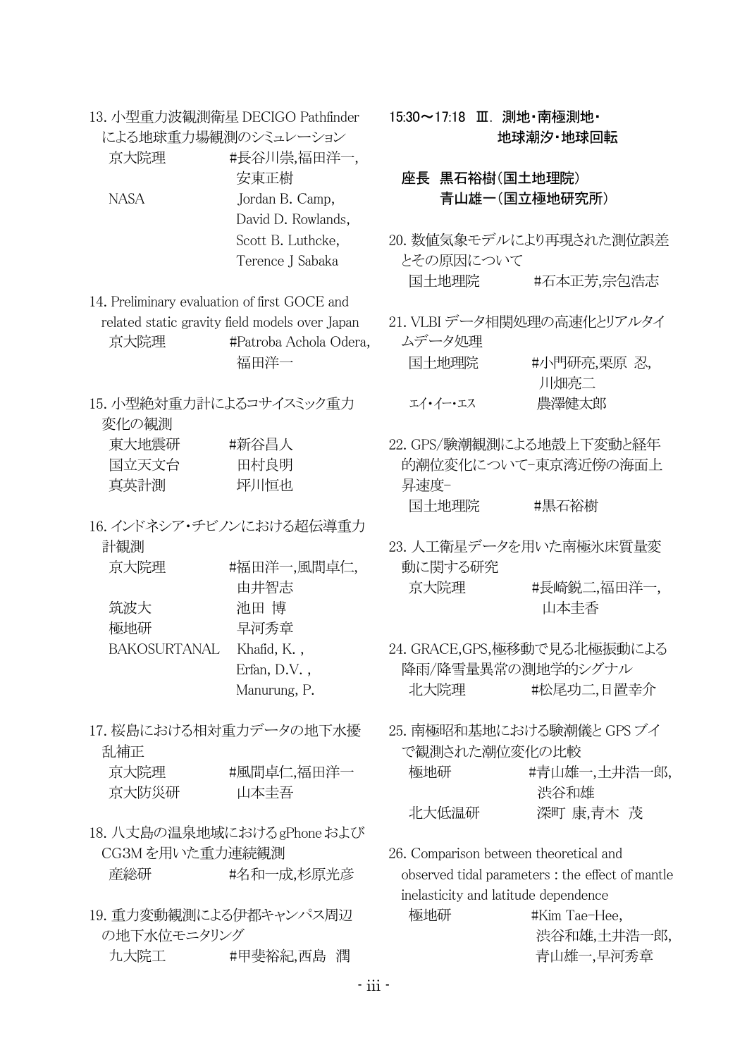13. 小型重力波観測衛星 DECIGO Pathfinder による地球重力場観測のシミュレーション

| | |
|---|---|
| 京大院理 | #長谷川崇,福田洋一,安東正樹 |
| NASA | Jordan B. Camp, David D. Rowlands, Scott B. Luthcke, Terence J Sabaka |

14. Preliminary evaluation of first GOCE and related static gravity field models over Japan

| | |
|---|---|
| 京大院理 | #Patroba Achola Odera, 福田洋一 |

15. 小型絶対重力計によるコサイスミック重力変化の観測

| | |
|---|---|
| 東大地震研 | #新谷昌人 |
| 国立天文台 | 田村良明 |
| 真英計測 | 坪川恒也 |

16. インドネシア・チビノンにおける超伝導重力計観測

| | |
|---|---|
| 京大院理 | #福田洋一,風間卓仁,由井智志 |
| 筑波大 | 池田 博 |
| 極地研 | 早河秀章 |
| BAKOSURTANAL | Khafid, K. , Erfan, D.V. , Manurung, P. |

17. 桜島における相対重力データの地下水擾乱補正

| | |
|---|---|
| 京大院理 | #風間卓仁,福田洋一 |
| 京大防災研 | 山本圭吾 |

18. 八丈島の温泉地域におけるgPhoneおよびCG3Mを用いた重力連続観測

| | |
|---|---|
| 産総研 | #名和一成,杉原光彦 |

19. 重力変動観測による伊都キャンパス周辺の地下水位モニタリング

| | |
|---|---|
| 九大院工 | #甲斐裕紀,西島 潤 |

## 15:30～17:18 Ⅲ. 測地・南極測地・地球潮汐・地球回転

**座長 黒石裕樹(国土地理院)**
**青山雄一(国立極地研究所)**

20. 数値気象モデルにより再現された測位誤差とその原因について

| | |
|---|---|
| 国土地理院 | #石本正芳,宗包浩志 |

21. VLBI データ相関処理の高速化とリアルタイムデータ処理

| | |
|---|---|
| 国土地理院 | #小門研亮,栗原 忍,川畑亮二 |
| エイ・イー・エス | 農澤健太郎 |

22. GPS/験潮観測による地殻上下変動と経年的潮位変化について−東京湾近傍の海面上昇速度−

| | |
|---|---|
| 国土地理院 | #黒石裕樹 |

23. 人工衛星データを用いた南極氷床質量変動に関する研究

| | |
|---|---|
| 京大院理 | #長崎鋭二,福田洋一,山本圭香 |

24. GRACE,GPS,極移動で見る北極振動による降雨/降雪量異常の測地学的シグナル

| | |
|---|---|
| 北大院理 | #松尾功二,日置幸介 |

25. 南極昭和基地における験潮儀と GPS ブイで観測された潮位変化の比較

| | |
|---|---|
| 極地研 | #青山雄一,土井浩一郎,渋谷和雄 |
| 北大低温研 | 深町 康,青木 茂 |

26. Comparison between theoretical and observed tidal parameters : the effect of mantle inelasticity and latitude dependence

| | |
|---|---|
| 極地研 | #Kim Tae-Hee, 渋谷和雄,土井浩一郎,青山雄一,早河秀章 |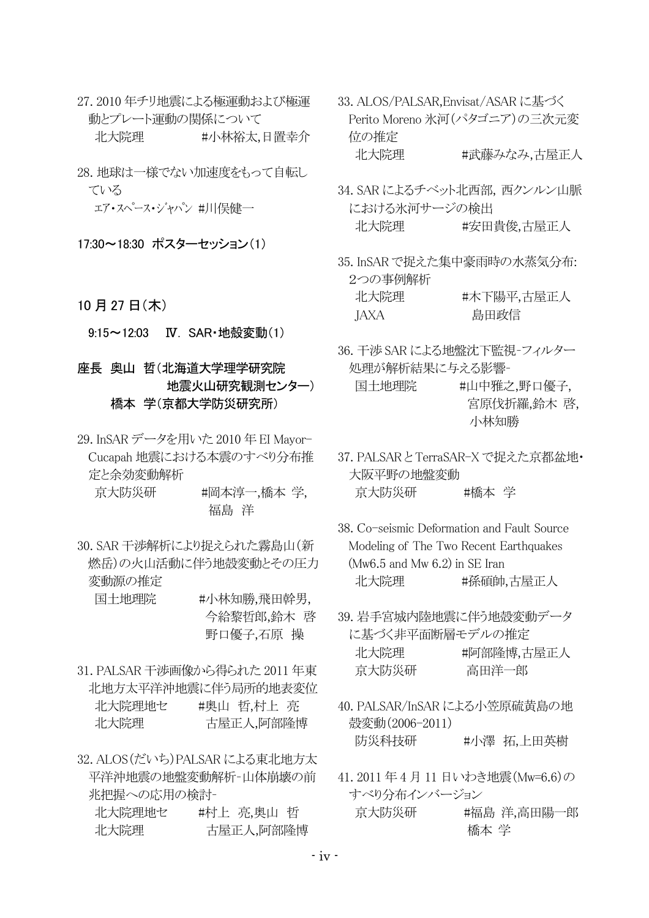27. 2010 年チリ地震による極運動および極運動とプレート運動の関係について
　北大院理　　　　　#小林裕太,日置幸介

28. 地球は一様でない加速度をもって自転している
　ｴｱ･ｽﾍﾟｰｽ･ｼﾞｬﾊﾟﾝ #川俣健一

**17:30～18:30　ポスターセッション(1)**

## 10 月 27 日(木)

**9:15～12:03　Ⅳ．SAR・地殻変動(1)**

**座長　奥山　哲(北海道大学理学研究院地震火山研究観測センター)**
**橋本　学(京都大学防災研究所)**

29. InSAR データを用いた 2010 年 El Mayor-Cucapah 地震における本震のすべり分布推定と余効変動解析
　京大防災研　　　　#岡本淳一,橋本 学,福島 洋

30. SAR 干渉解析により捉えられた霧島山(新燃岳)の火山活動に伴う地殻変動とその圧力変動源の推定
　国土地理院　　　　#小林知勝,飛田幹男,今給黎哲郎,鈴木 啓,野口優子,石原 操

31. PALSAR 干渉画像から得られた 2011 年東北地方太平洋沖地震に伴う局所的地表変位
　北大院理地セ　　　#奥山 哲,村上 亮
　北大院理　　　　　古屋正人,阿部隆博

32. ALOS(だいち)PALSAR による東北地方太平洋沖地震の地盤変動解析-山体崩壊の前兆把握への応用の検討-
　北大院理地セ　　　#村上 亮,奥山 哲
　北大院理　　　　　古屋正人,阿部隆博

33. ALOS/PALSAR,Envisat/ASAR に基づく Perito Moreno 氷河(パタゴニア)の三次元変位の推定
　北大院理　　　　　#武藤みなみ,古屋正人

34. SAR によるチベット北西部, 西クンルン山脈における氷河サージの検出
　北大院理　　　　　#安田貴俊,古屋正人

35. InSAR で捉えた集中豪雨時の水蒸気分布: 2つの事例解析
　北大院理　　　　　#木下陽平,古屋正人
　JAXA　　　　　　　島田政信

36. 干渉 SAR による地盤沈下監視-フィルター処理が解析結果に与える影響-
　国土地理院　　　　#山中雅之,野口優子,宮原伐折羅,鈴木 啓,小林知勝

37. PALSAR と TerraSAR-X で捉えた京都盆地・大阪平野の地盤変動
　京大防災研　　　　#橋本 学

38. Co-seismic Deformation and Fault Source Modeling of The Two Recent Earthquakes (Mw6.5 and Mw 6.2) in SE Iran
　北大院理　　　　　#孫碩帥,古屋正人

39. 岩手宮城内陸地震に伴う地殻変動データに基づく非平面断層モデルの推定
　北大院理　　　　　#阿部隆博,古屋正人
　京大防災研　　　　高田洋一郎

40. PALSAR/InSAR による小笠原硫黄島の地殻変動(2006-2011)
　防災科技研　　　　#小澤 拓,上田英樹

41. 2011 年 4 月 11 日いわき地震(Mw=6.6)のすべり分布インバージョン
　京大防災研　　　　#福島 洋,高田陽一郎,橋本 学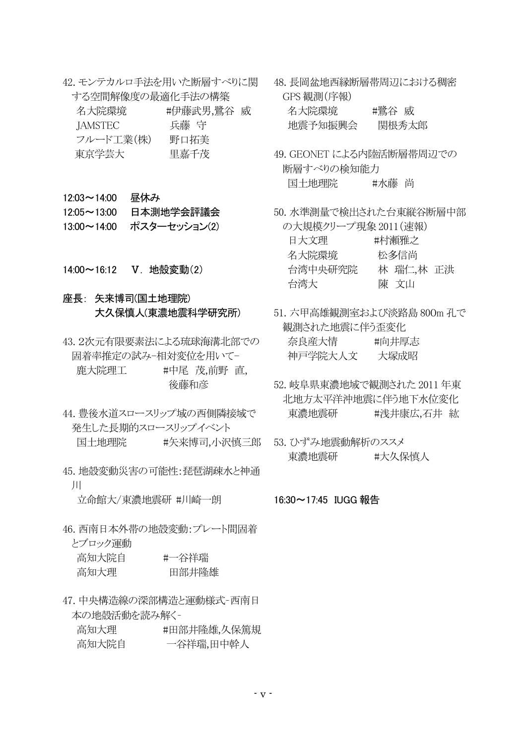42. モンテカルロ手法を用いた断層すべりに関する空間解像度の最適化手法の構築

名大院環境　　#伊藤武男,鷺谷　威
JAMSTEC　　兵藤　守
フルード工業(株)　　野口拓美
東京学芸大　　里嘉千茂

**12:03～14:00　昼休み**

**12:05～13:00　日本測地学会評議会**

**13:00～14:00　ポスターセッション(2)**

**14:00～16:12　Ⅴ．地殻変動(2)**

**座長：矢来博司(国土地理院)**
**大久保慎人(東濃地震科学研究所)**

43. 2次元有限要素法による琉球海溝北部での固着率推定の試み－相対変位を用いて－

鹿大院理工　　#中尾　茂,前野　直,後藤和彦

44. 豊後水道スロースリップ域の西側隣接域で発生した長期的スロースリップイベント

国土地理院　　#矢来博司,小沢慎三郎

45. 地殻変動災害の可能性：琵琶湖疎水と神通川

立命館大/東濃地震研 #川崎一朗

46. 西南日本外帯の地殻変動：プレート間固着とブロック運動

高知大院自　　#一谷祥瑞
高知大理　　田部井隆雄

47. 中央構造線の深部構造と運動様式－西南日本の地殻活動を読み解く－

高知大理　　#田部井隆雄,久保篤規
高知大院自　　一谷祥瑞,田中幹人

48. 長岡盆地西縁断層帯周辺における稠密GPS観測(序報)

名大院環境　　#鷺谷　威
地震予知振興会　　関根秀太郎

49. GEONETによる内陸活断層帯周辺での断層すべりの検知能力

国土地理院　　#水藤　尚

50. 水準測量で検出された台東縦谷断層中部の大規模クリープ現象2011(速報)

日大文理　　#村瀬雅之
名大院環境　　松多信尚
台湾中央研究院　　林　瑞仁,林　正洪
台湾大　　陳　文山

51. 六甲高雄観測室および淡路島800m孔で観測された地震に伴う歪変化

奈良産大情　　#向井厚志
神戸学院大人文　　大塚成昭

52. 岐阜県東濃地域で観測された2011年東北地方太平洋沖地震に伴う地下水位変化

東濃地震研　　#浅井康広,石井　紘

53. ひずみ地震動解析のススメ

東濃地震研　　#大久保慎人

**16:30～17:45　IUGG報告**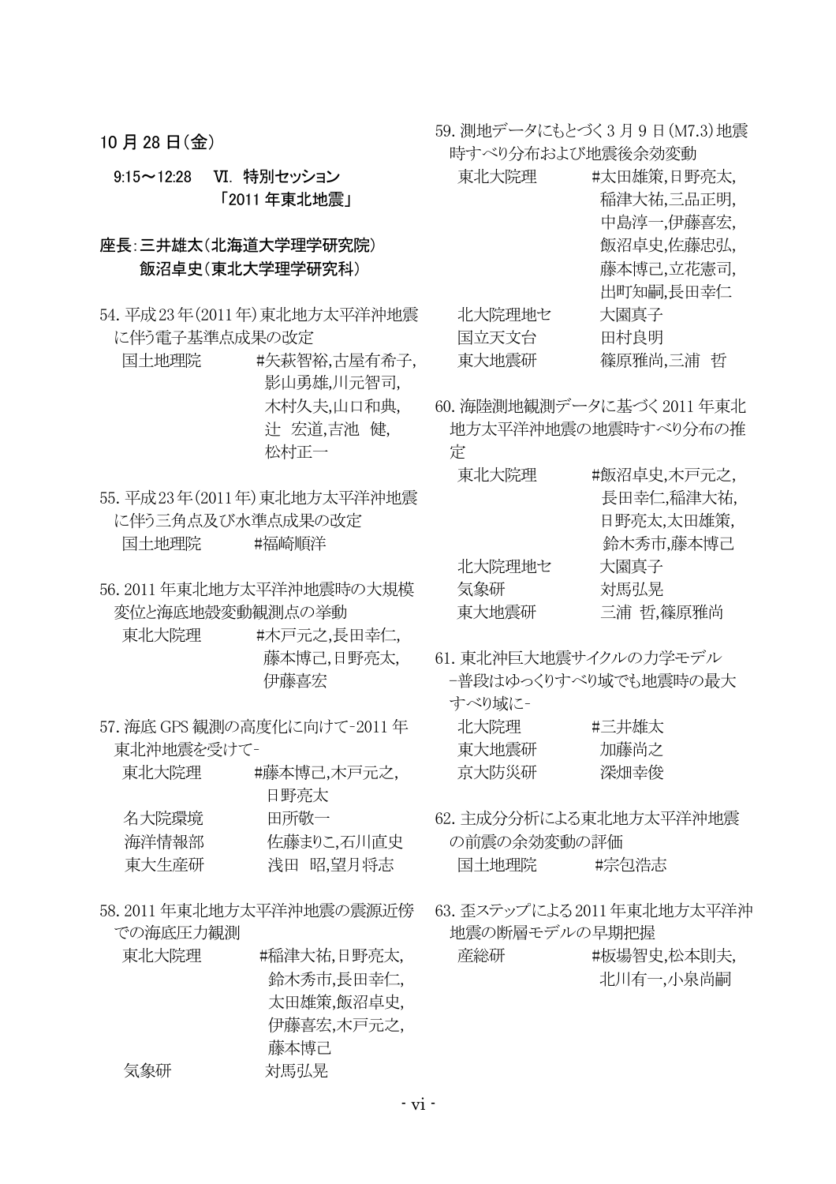## 10 月 28 日（金）

### 9:15～12:28　VI. 特別セッション「2011 年東北地震」

**座長：三井雄太（北海道大学理学研究院）**
**飯沼卓史（東北大学理学研究科）**

54. 平成23年(2011年)東北地方太平洋沖地震に伴う電子基準点成果の改定
　国土地理院　#矢萩智裕,古屋有希子,影山勇雄,川元智司,木村久夫,山口和典,辻　宏道,吉池　健,松村正一

55. 平成23年(2011年)東北地方太平洋沖地震に伴う三角点及び水準点成果の改定
　国土地理院　#福崎順洋

56. 2011年東北地方太平洋沖地震時の大規模変位と海底地殻変動観測点の挙動
　東北大院理　#木戸元之,長田幸仁,藤本博己,日野亮太,伊藤喜宏

57. 海底GPS観測の高度化に向けて-2011年東北沖地震を受けて-
　東北大院理　#藤本博己,木戸元之,日野亮太
　名大院環境　田所敬一
　海洋情報部　佐藤まりこ,石川直史
　東大生産研　浅田　昭,望月将志

58. 2011年東北地方太平洋沖地震の震源近傍での海底圧力観測
　東北大院理　#稲津大祐,日野亮太,鈴木秀市,長田幸仁,太田雄策,飯沼卓史,伊藤喜宏,木戸元之,藤本博己
　気象研　対馬弘晃

59. 測地データにもとづく3月9日(M7.3)地震時すべり分布および地震後余効変動
　東北大院理　#太田雄策,日野亮太,稲津大祐,三品正明,中島淳一,伊藤喜宏,飯沼卓史,佐藤忠弘,藤本博己,立花憲司,出町知嗣,長田幸仁
　北大院理地セ　大園真子
　国立天文台　田村良明
　東大地震研　篠原雅尚,三浦　哲

60. 海陸測地観測データに基づく2011年東北地方太平洋沖地震の地震時すべり分布の推定
　東北大院理　#飯沼卓史,木戸元之,長田幸仁,稲津大祐,日野亮太,太田雄策,鈴木秀市,藤本博己
　北大院理地セ　大園真子
　気象研　対馬弘晃
　東大地震研　三浦　哲,篠原雅尚

61. 東北沖巨大地震サイクルの力学モデル -普段はゆっくりすべり域でも地震時の最大すべり域に-
　北大院理　#三井雄太
　東大地震研　加藤尚之
　京大防災研　深畑幸俊

62. 主成分分析による東北地方太平洋沖地震の前震の余効変動の評価
　国土地理院　#宗包浩志

63. 歪ステップによる2011年東北地方太平洋沖地震の断層モデルの早期把握
　産総研　#板場智史,松本則夫,北川有一,小泉尚嗣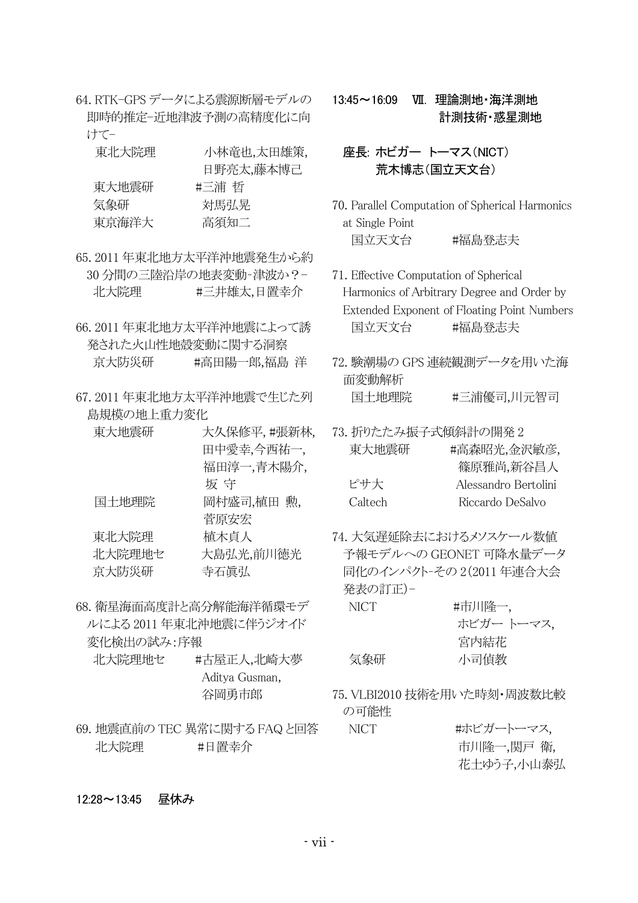64. RTK-GPS データによる震源断層モデルの即時的推定-近地津波予測の高精度化に向けて-

東北大院理　小林竜也,太田雄策,日野亮太,藤本博己
東大地震研　#三浦 哲
気象研　対馬弘晃
東京海洋大　高須知二

65. 2011 年東北地方太平洋沖地震発生から約 30 分間の三陸沿岸の地表変動-津波か？-

北大院理　#三井雄太,日置幸介

66. 2011 年東北地方太平洋沖地震によって誘発された火山性地殻変動に関する洞察

京大防災研　#高田陽一郎,福島 洋

67. 2011 年東北地方太平洋沖地震で生じた列島規模の地上重力変化

東大地震研　大久保修平, #張新林,田中愛幸,今西祐一,福田淳一,青木陽介,坂 守
国土地理院　岡村盛司,植田 勲,菅原安宏
東北大院理　植木貞人
北大院理地セ　大島弘光,前川徳光
京大防災研　寺石眞弘

68. 衛星海面高度計と高分解能海洋循環モデルによる 2011 年東北沖地震に伴うジオイド変化検出の試み:序報

北大院理地セ　#古屋正人,北崎大夢,Aditya Gusman,谷岡勇市郎

69. 地震直前の TEC 異常に関する FAQ と回答

北大院理　#日置幸介

**12:28～13:45　昼休み**

## 13:45～16:09　Ⅶ. 理論測地・海洋測地 計測技術・惑星測地

**座長: ホビガー トーマス(NICT)**
**荒木博志(国立天文台)**

70. Parallel Computation of Spherical Harmonics at Single Point

国立天文台　#福島登志夫

71. Effective Computation of Spherical Harmonics of Arbitrary Degree and Order by Extended Exponent of Floating Point Numbers

国立天文台　#福島登志夫

72. 験潮場の GPS 連続観測データを用いた海面変動解析

国土地理院　#三浦優司,川元智司

73. 折りたたみ振子式傾斜計の開発 2

東大地震研　#高森昭光,金沢敏彦,篠原雅尚,新谷昌人
ピサ大　Alessandro Bertolini
Caltech　Riccardo DeSalvo

74. 大気遅延除去におけるメソスケール数値予報モデルへの GEONET 可降水量データ同化のインパクト-その 2(2011 年連合大会発表の訂正)-

NICT　#市川隆一,ホビガー トーマス,宮内結花
気象研　小司禎教

75. VLBI2010 技術を用いた時刻・周波数比較の可能性

NICT　#ホビガートーマス,市川隆一,関戸 衛,花土ゆう子,小山泰弘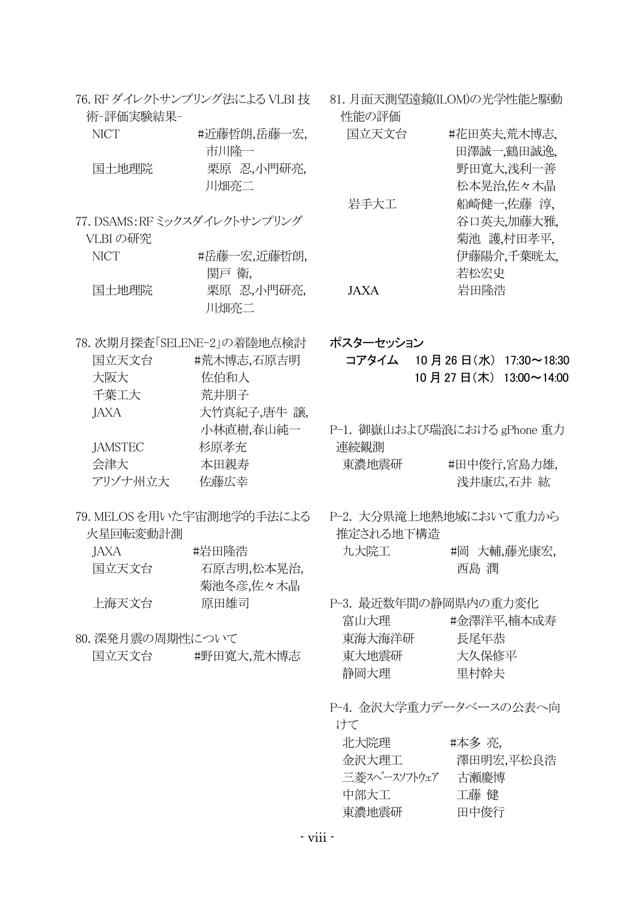76. RF ダイレクトサンプリング法による VLBI 技術-評価実験結果-

| | |
|---|---|
| NICT | #近藤哲朗,岳藤一宏,市川隆一 |
| 国土地理院 | 栗原 忍,小門研亮,川畑亮二 |

77. DSAMS：RF ミックスダイレクトサンプリング VLBI の研究

| | |
|---|---|
| NICT | #岳藤一宏,近藤哲朗,関戸 衛, |
| 国土地理院 | 栗原 忍,小門研亮,川畑亮二 |

78. 次期月探査「SELENE-2」の着陸地点検討

| | |
|---|---|
| 国立天文台 | #荒木博志,石原吉明 |
| 大阪大 | 佐伯和人 |
| 千葉工大 | 荒井朋子 |
| JAXA | 大竹真紀子,唐牛 譲,小林直樹,春山純一 |
| JAMSTEC | 杉原孝充 |
| 会津大 | 本田親寿 |
| アリゾナ州立大 | 佐藤広幸 |

79. MELOS を用いた宇宙測地学的手法による火星回転変動計測

| | |
|---|---|
| JAXA | #岩田隆浩 |
| 国立天文台 | 石原吉明,松本晃治,菊池冬彦,佐々木晶 |
| 上海天文台 | 原田雄司 |

80. 深発月震の周期性について

| | |
|---|---|
| 国立天文台 | #野田寛大,荒木博志 |

81. 月面天測望遠鏡(ILOM)の光学性能と駆動性能の評価

| | |
|---|---|
| 国立天文台 | #花田英夫,荒木博志,田澤誠一,鶴田誠逸,野田寛大,浅利一善松本晃治,佐々木晶 |
| 岩手大工 | 船崎健一,佐藤 淳,谷口英夫,加藤大雅,菊池 護,村田孝平,伊藤陽介,千葉晄太,若松宏史 |
| JAXA | 岩田隆浩 |

## ポスターセッション

**コアタイム　10 月 26 日（水） 17:30～18:30**
**10 月 27 日（木） 13:00～14:00**

P-1. 御嶽山および瑞浪における gPhone 重力連続観測

| | |
|---|---|
| 東濃地震研 | #田中俊行,宮島力雄,浅井康広,石井 紘 |

P-2. 大分県滝上地熱地域において重力から推定される地下構造

| | |
|---|---|
| 九大院工 | #岡 大輔,藤光康宏,西島 潤 |

P-3. 最近数年間の静岡県内の重力変化

| | |
|---|---|
| 富山大理 | #金澤洋平,楠本成寿 |
| 東海大海洋研 | 長尾年恭 |
| 東大地震研 | 大久保修平 |
| 静岡大理 | 里村幹夫 |

P-4. 金沢大学重力データベースの公表へ向けて

| | |
|---|---|
| 北大院理 | #本多 亮, |
| 金沢大理工 | 澤田明宏,平松良浩 |
| 三菱ｽﾍﾟｰｽｿﾌﾄｳｪｱ | 古瀬慶博 |
| 中部大工 | 工藤 健 |
| 東濃地震研 | 田中俊行 |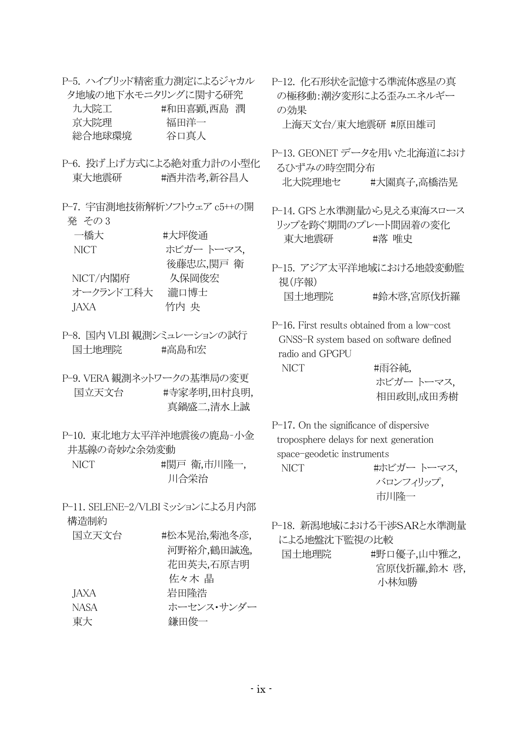P-5. ハイブリッド精密重力測定によるジャカルタ地域の地下水モニタリングに関する研究

九大院工　#和田喜顕,西島　潤
京大院理　福田洋一
総合地球環境　谷口真人

P-6. 投げ上げ方式による絶対重力計の小型化

東大地震研　#酒井浩考,新谷昌人

P-7. 宇宙測地技術解析ソフトウェア c5++の開発　その3

一橋大　#大坪俊通
NICT　ホビガー トーマス,後藤忠広,関戸 衛
NICT/内閣府　久保岡俊宏
オークランド工科大　瀧口博士
JAXA　竹内 央

P-8. 国内 VLBI 観測シミュレーションの試行

国土地理院　#高島和宏

P-9. VERA 観測ネットワークの基準局の変更

国立天文台　#寺家孝明,田村良明,真鍋盛二,清水上誠

P-10. 東北地方太平洋沖地震後の鹿島-小金井基線の奇妙な余効変動

NICT　#関戸 衛,市川隆一,川合栄治

P-11. SELENE-2/VLBI ミッションによる月内部構造制約

国立天文台　#松本晃治,菊池冬彦,河野裕介,鶴田誠逸,花田英夫,石原吉明,佐々木 晶
JAXA　岩田隆浩
NASA　ホーセンス・サンダー
東大　鎌田俊一

P-12. 化石形状を記憶する準流体惑星の真の極移動:潮汐変形による歪みエネルギーの効果

上海天文台/東大地震研 #原田雄司

P-13. GEONET データを用いた北海道におけるひずみの時空間分布

北大院理地セ　#大園真子,高橋浩晃

P-14. GPS と水準測量から見える東海スロースリップを跨ぐ期間のプレート間固着の変化

東大地震研　#落 唯史

P-15. アジア太平洋地域における地殻変動監視(序報)

国土地理院　#鈴木啓,宮原伐折羅

P-16. First results obtained from a low-cost GNSS-R system based on software defined radio and GPGPU

NICT　#雨谷純,ホビガー トーマス,相田政則,成田秀樹

P-17. On the significance of dispersive troposphere delays for next generation space-geodetic instruments

NICT　#ホビガー トーマス,バロンフィリップ,市川隆一

P-18. 新潟地域における干渉SARと水準測量による地盤沈下監視の比較

国土地理院　#野口優子,山中雅之,宮原伐折羅,鈴木 啓,小林知勝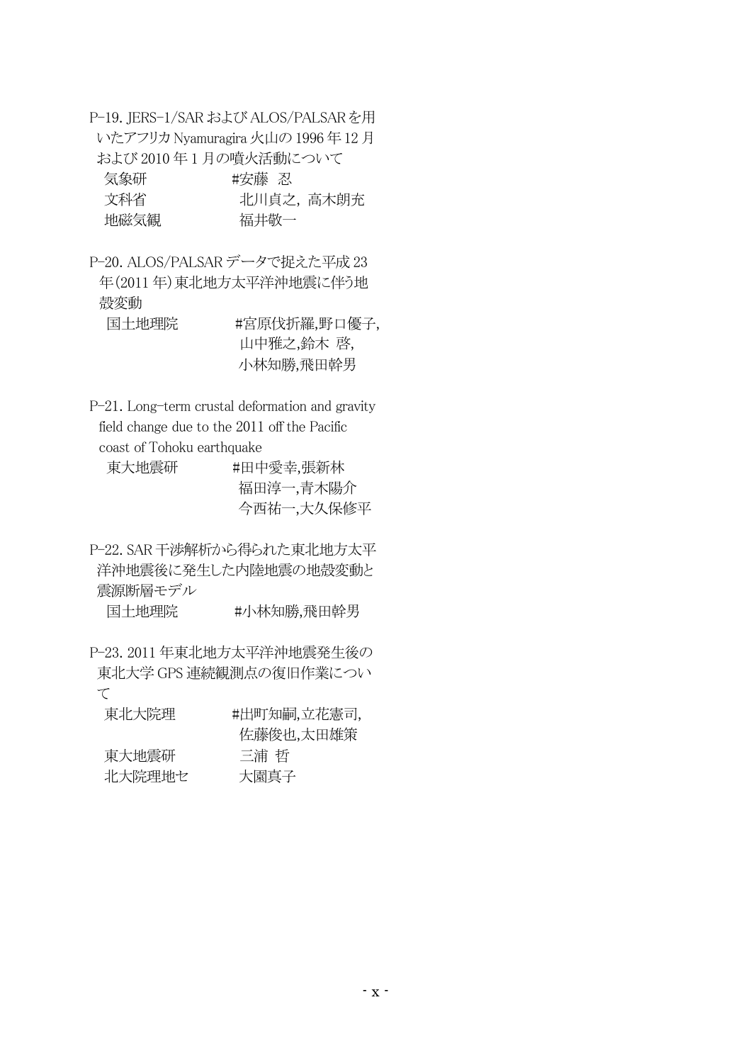P-19. JERS-1/SAR および ALOS/PALSAR を用いたアフリカ Nyamuragira 火山の 1996 年 12 月および 2010 年 1 月の噴火活動について

| | |
|---|---|
| 気象研 | #安藤 忍 |
| 文科省 | 北川貞之, 高木朗充 |
| 地磁気観 | 福井敬一 |

P-20. ALOS/PALSAR データで捉えた平成 23 年(2011 年)東北地方太平洋沖地震に伴う地殻変動

| | |
|---|---|
| 国土地理院 | #宮原伐折羅,野口優子, 山中雅之,鈴木 啓, 小林知勝,飛田幹男 |

P-21. Long-term crustal deformation and gravity field change due to the 2011 off the Pacific coast of Tohoku earthquake

| | |
|---|---|
| 東大地震研 | #田中愛幸,張新林 福田淳一,青木陽介 今西祐一,大久保修平 |

P-22. SAR 干渉解析から得られた東北地方太平洋沖地震後に発生した内陸地震の地殻変動と震源断層モデル

| | |
|---|---|
| 国土地理院 | #小林知勝,飛田幹男 |

P-23. 2011 年東北地方太平洋沖地震発生後の東北大学 GPS 連続観測点の復旧作業について

| | |
|---|---|
| 東北大院理 | #出町知嗣,立花憲司, 佐藤俊也,太田雄策 |
| 東大地震研 | 三浦 哲 |
| 北大院理地セ | 大園真子 |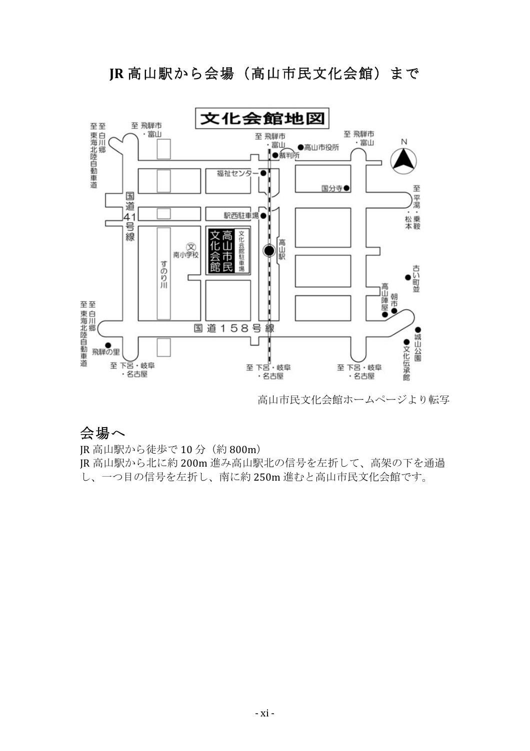# JR 高山駅から会場（高山市民文化会館）まで

文化会館地図

至 白川郷
至 東海北陸自動車道
至 飛騨市・富山
至 飛騨市・富山
高山市役所
裁判所
至 飛騨市・富山
福祉センター
国分寺
至 平湯・乗鞍・松本
国道41号線
駅西駐車場
高山市民文化会館
文化会館駐車場
南小学校
高山駅
すのり川
古い町並
高山陣屋
朝市
至 白川郷
至 東海北陸自動車道
国道158号線
城山公園
飛騨の里
文化伝承館
至 下呂・岐阜・名古屋
至 下呂・岐阜・名古屋
至 下呂・岐阜・名古屋

高山市民文化会館ホームページより転写

## 会場へ

JR 高山駅から徒歩で 10 分（約 800m）

JR 高山駅から北に約 200m 進み高山駅北の信号を左折して、高架の下を通過し、一つ目の信号を左折し、南に約 250m 進むと高山市民文化会館です。